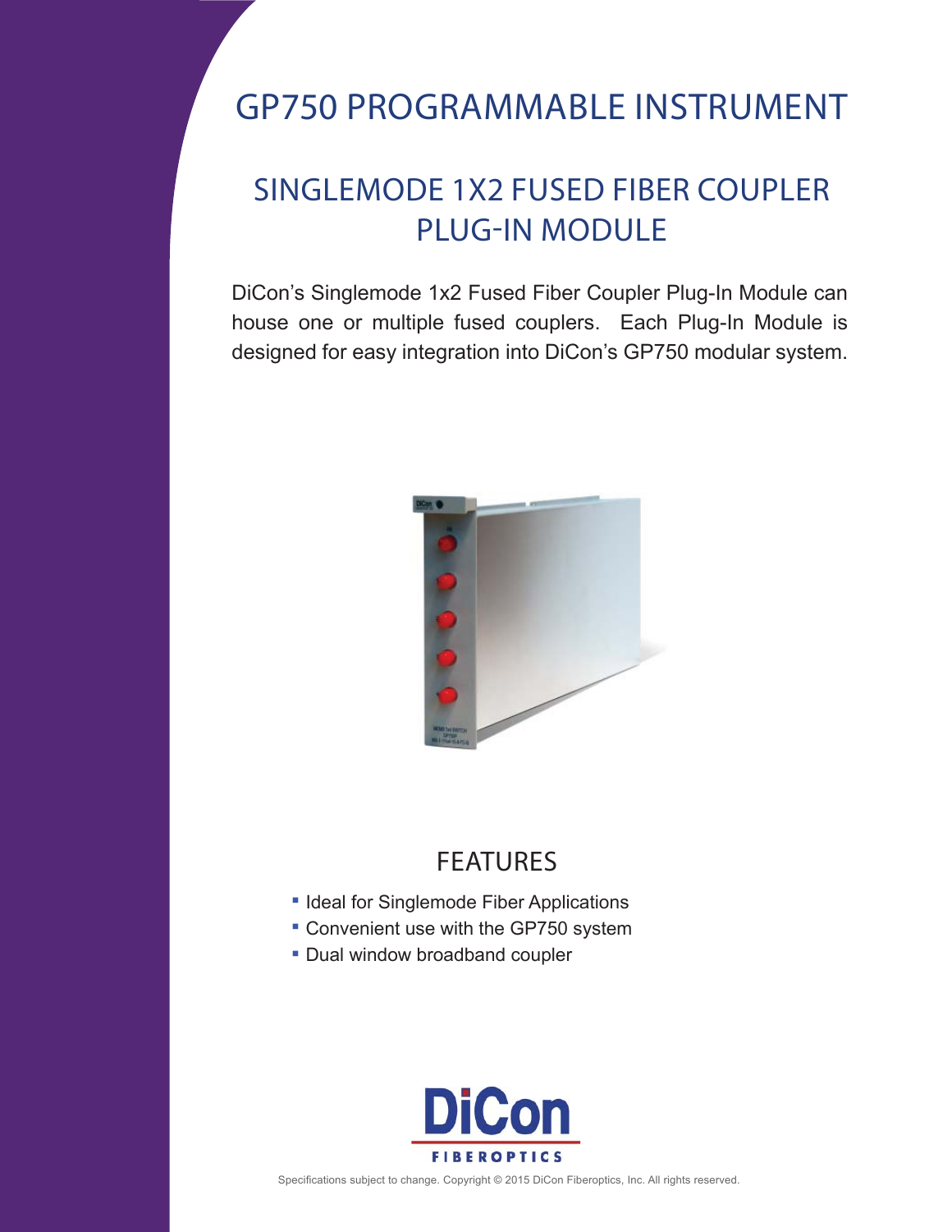# GP750 PROGRAMMABLE INSTRUMENT

## SINGLEMODE 1X2 FUSED FIBER COUPLER PLUG-IN MODULE

DiCon's Singlemode 1x2 Fused Fiber Coupler Plug-In Module can house one or multiple fused couplers. Each Plug-In Module is designed for easy integration into DiCon's GP750 modular system.

## FEATURES

- Ideal for Singlemode Fiber Applications
- Convenient use with the GP750 system
- Dual window broadband coupler

Specifications subject to change. Copyright © 2015 DiCon Fiberoptics, Inc. All rights reserved.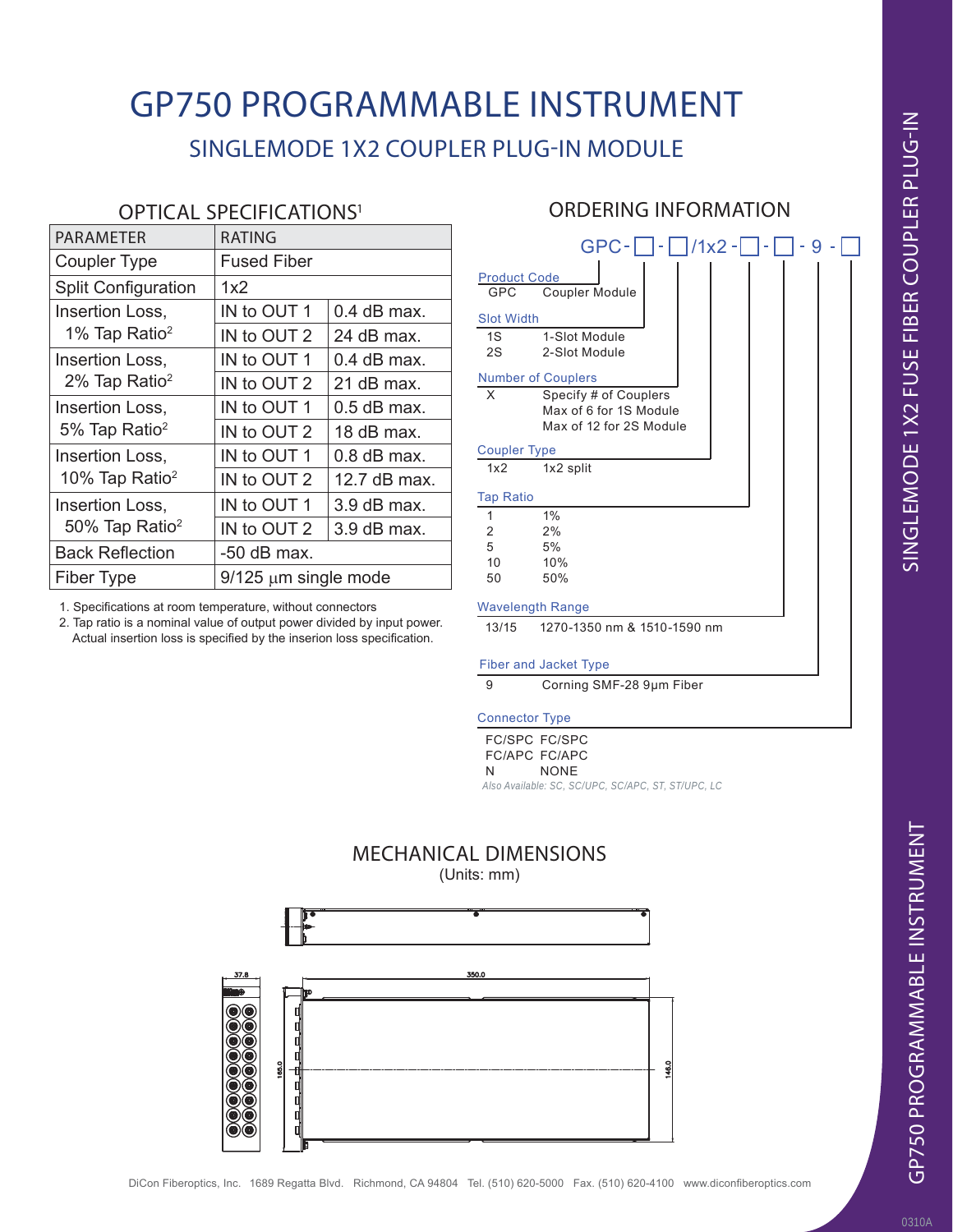# GP750 PROGRAMMABLE INSTRUMENT

## SINGLEMODE 1X2 COUPLER PLUG-IN MODULE

### OPTICAL SPECIFICATIONS[1]

| PARAMETER | RATING | |
|---|---|---|
| Coupler Type | Fused Fiber | |
| Split Configuration | 1x2 | |
| Insertion Loss, 1% Tap Ratio[2] | IN to OUT 1 | 0.4 dB max. |
| | IN to OUT 2 | 24 dB max. |
| Insertion Loss, 2% Tap Ratio[2] | IN to OUT 1 | 0.4 dB max. |
| | IN to OUT 2 | 21 dB max. |
| Insertion Loss, 5% Tap Ratio[2] | IN to OUT 1 | 0.5 dB max. |
| | IN to OUT 2 | 18 dB max. |
| Insertion Loss, 10% Tap Ratio[2] | IN to OUT 1 | 0.8 dB max. |
| | IN to OUT 2 | 12.7 dB max. |
| Insertion Loss, 50% Tap Ratio[2] | IN to OUT 1 | 3.9 dB max. |
| | IN to OUT 2 | 3.9 dB max. |
| Back Reflection | -50 dB max. | |
| Fiber Type | 9/125 μm single mode | |

1. Specifications at room temperature, without connectors
2. Tap ratio is a nominal value of output power divided by input power. Actual insertion loss is specified by the inserion loss specification.

### ORDERING INFORMATION

GPC - ☐ - ☐ /1x2 - ☐ - ☐ - 9 - ☐

**Product Code**

| | |
|---|---|
| GPC | Coupler Module |

**Slot Width**

| | |
|---|---|
| 1S | 1-Slot Module |
| 2S | 2-Slot Module |

**Number of Couplers**

| | |
|---|---|
| X | Specify # of Couplers<br>Max of 6 for 1S Module<br>Max of 12 for 2S Module |

**Coupler Type**

| | |
|---|---|
| 1x2 | 1x2 split |

**Tap Ratio**

| | |
|---|---|
| 1 | 1% |
| 2 | 2% |
| 5 | 5% |
| 10 | 10% |
| 50 | 50% |

**Wavelength Range**

| | |
|---|---|
| 13/15 | 1270-1350 nm & 1510-1590 nm |

**Fiber and Jacket Type**

| | |
|---|---|
| 9 | Corning SMF-28 9μm Fiber |

**Connector Type**

| | |
|---|---|
| FC/SPC | FC/SPC |
| FC/APC | FC/APC |
| N | NONE |

*Also Available: SC, SC/UPC, SC/APC, ST, ST/UPC, LC*

### MECHANICAL DIMENSIONS

(Units: mm)

37.8

350.0

165.0

146.0

DiCon Fiberoptics, Inc. 1689 Regatta Blvd. Richmond, CA 94804 Tel. (510) 620-5000 Fax. (510) 620-4100 www.diconfiberoptics.com

0310A